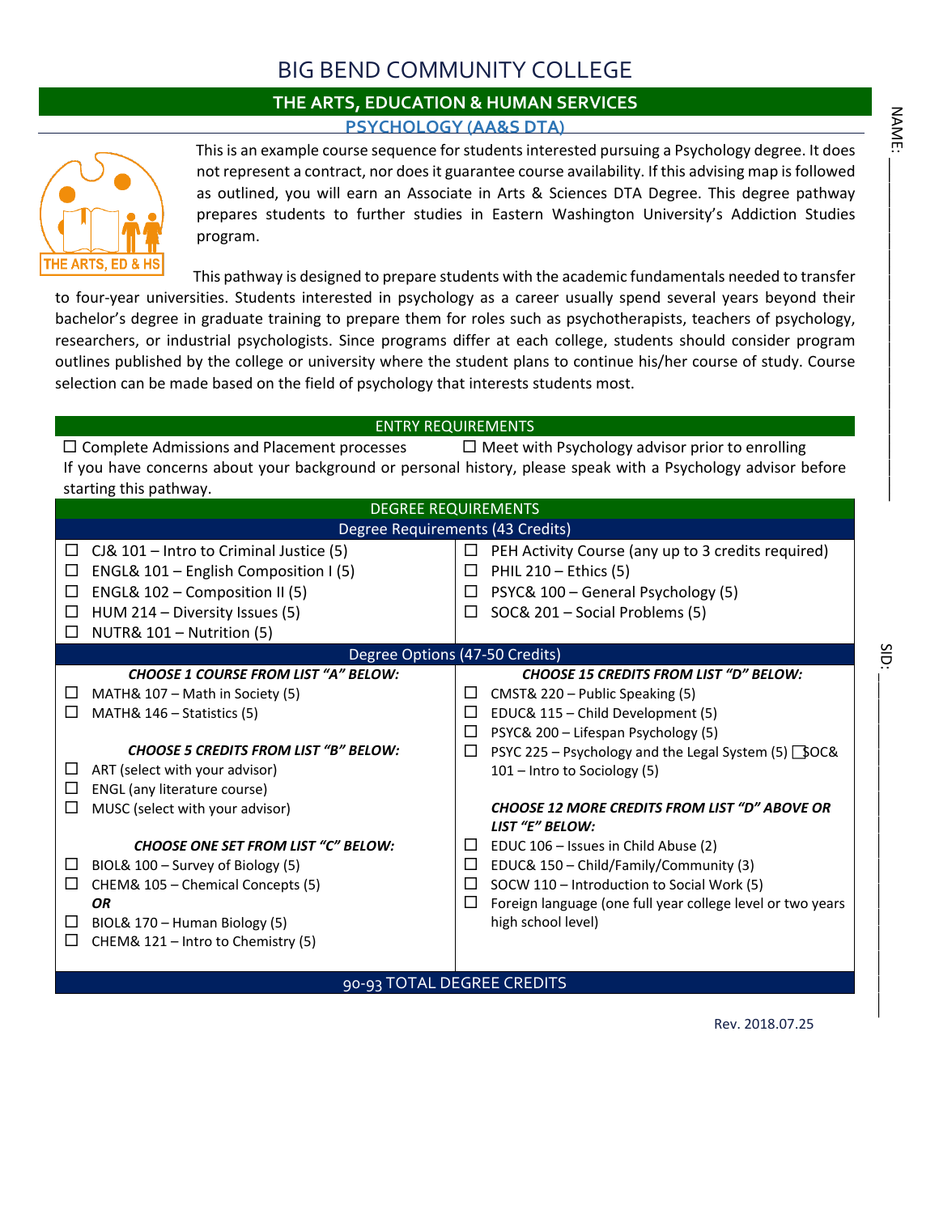# BIG BEND COMMUNITY COLLEGE

## THE ARTS, EDUCATION & HUMAN SERVICES

### PSYCHOLOGY (AA&S DTA)

NAME: ______________________

SID: ______________________

This is an example course sequence for students interested pursuing a Psychology degree. It does not represent a contract, nor does it guarantee course availability. If this advising map is followed as outlined, you will earn an Associate in Arts & Sciences DTA Degree. This degree pathway prepares students to further studies in Eastern Washington University's Addiction Studies program.

This pathway is designed to prepare students with the academic fundamentals needed to transfer to four-year universities. Students interested in psychology as a career usually spend several years beyond their bachelor's degree in graduate training to prepare them for roles such as psychotherapists, teachers of psychology, researchers, or industrial psychologists. Since programs differ at each college, students should consider program outlines published by the college or university where the student plans to continue his/her course of study. Course selection can be made based on the field of psychology that interests students most.

## ENTRY REQUIREMENTS

☐ Complete Admissions and Placement processes

☐ Meet with Psychology advisor prior to enrolling

If you have concerns about your background or personal history, please speak with a Psychology advisor before starting this pathway.

## DEGREE REQUIREMENTS

### Degree Requirements (43 Credits)

| | |
|---|---|
| ☐ CJ& 101 – Intro to Criminal Justice (5) | ☐ PEH Activity Course (any up to 3 credits required) |
| ☐ ENGL& 101 – English Composition I (5) | ☐ PHIL 210 – Ethics (5) |
| ☐ ENGL& 102 – Composition II (5) | ☐ PSYC& 100 – General Psychology (5) |
| ☐ HUM 214 – Diversity Issues (5) | ☐ SOC& 201 – Social Problems (5) |
| ☐ NUTR& 101 – Nutrition (5) | |

### Degree Options (47-50 Credits)

***CHOOSE 1 COURSE FROM LIST "A" BELOW:***

- ☐ MATH& 107 – Math in Society (5)
- ☐ MATH& 146 – Statistics (5)

***CHOOSE 5 CREDITS FROM LIST "B" BELOW:***

- ☐ ART (select with your advisor)
- ☐ ENGL (any literature course)
- ☐ MUSC (select with your advisor)

***CHOOSE ONE SET FROM LIST "C" BELOW:***

- ☐ BIOL& 100 – Survey of Biology (5)
- ☐ CHEM& 105 – Chemical Concepts (5)

***OR***

- ☐ BIOL& 170 – Human Biology (5)
- ☐ CHEM& 121 – Intro to Chemistry (5)

***CHOOSE 15 CREDITS FROM LIST "D" BELOW:***

- ☐ CMST& 220 – Public Speaking (5)
- ☐ EDUC& 115 – Child Development (5)
- ☐ PSYC& 200 – Lifespan Psychology (5)
- ☐ PSYC 225 – Psychology and the Legal System (5)
- ☐ SOC& 101 – Intro to Sociology (5)

***CHOOSE 12 MORE CREDITS FROM LIST "D" ABOVE OR LIST "E" BELOW:***

- ☐ EDUC 106 – Issues in Child Abuse (2)
- ☐ EDUC& 150 – Child/Family/Community (3)
- ☐ SOCW 110 – Introduction to Social Work (5)
- ☐ Foreign language (one full year college level or two years high school level)

**90-93 TOTAL DEGREE CREDITS**

Rev. 2018.07.25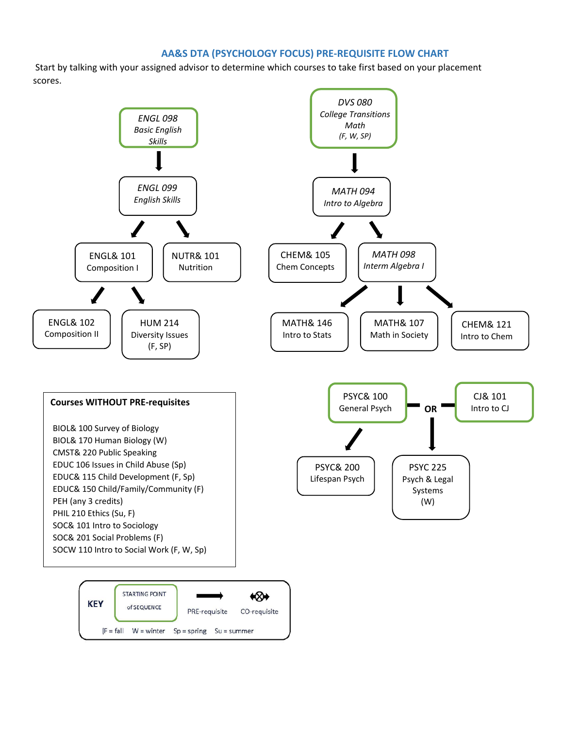## AA&S DTA (PSYCHOLOGY FOCUS) PRE-REQUISITE FLOW CHART

Start by talking with your assigned advisor to determine which courses to take first based on your placement scores.

*ENGL 098*
*Basic English Skills*

↓

*ENGL 099*
*English Skills*

↙ ↘

ENGL& 101
Composition I

NUTR& 101
Nutrition

ENGL& 101 ↙ ↘

ENGL& 102
Composition II

HUM 214
Diversity Issues
(F, SP)

*DVS 080*
*College Transitions Math*
*(F, W, SP)*

↓

*MATH 094*
*Intro to Algebra*

↙ ↘

CHEM& 105
Chem Concepts

*MATH 098*
*Interm Algebra I*

MATH 098 ↙ ↓ ↘

MATH& 146
Intro to Stats

MATH& 107
Math in Society

CHEM& 121
Intro to Chem

PSYC& 100
General Psych

**OR**

CJ& 101
Intro to CJ

PSYC& 100 ↙ (PSYC& 100 OR CJ& 101) ↓

PSYC& 200
Lifespan Psych

PSYC 225
Psych & Legal Systems
(W)

**Courses WITHOUT PRE-requisites**

- BIOL& 100 Survey of Biology
- BIOL& 170 Human Biology (W)
- CMST& 220 Public Speaking
- EDUC 106 Issues in Child Abuse (Sp)
- EDUC& 115 Child Development (F, Sp)
- EDUC& 150 Child/Family/Community (F)
- PEH (any 3 credits)
- PHIL 210 Ethics (Su, F)
- SOC& 101 Intro to Sociology
- SOC& 201 Social Problems (F)
- SOCW 110 Intro to Social Work (F, W, Sp)

**KEY**

STARTING POINT of SEQUENCE (green box) | → PRE-requisite | ⟷ CO-requisite

F = fall W = winter Sp = spring Su = summer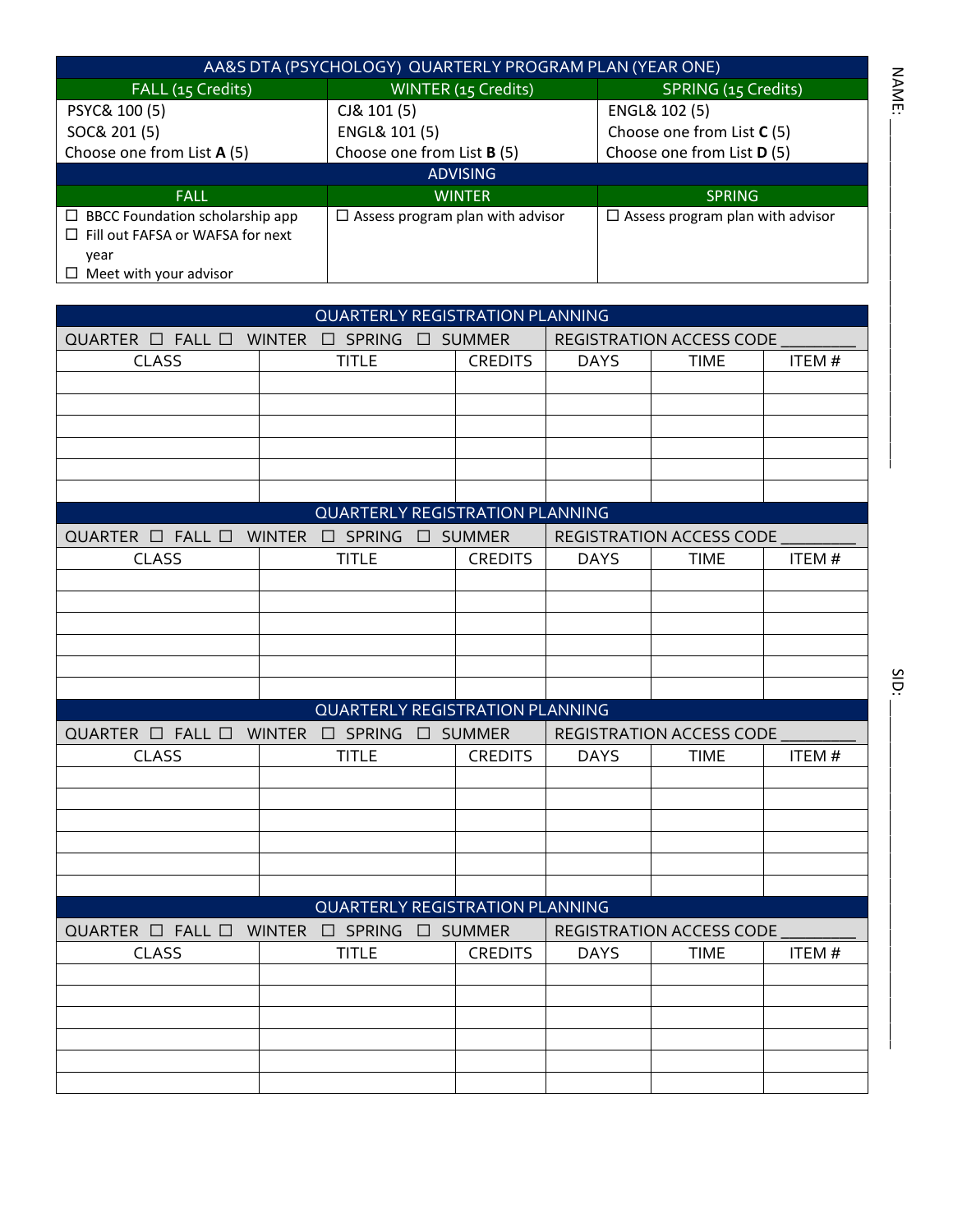| AA&S DTA (PSYCHOLOGY) QUARTERLY PROGRAM PLAN (YEAR ONE) | | |
|---|---|---|
| FALL (15 Credits) | WINTER (15 Credits) | SPRING (15 Credits) |
| PSYC& 100 (5)<br>SOC& 201 (5)<br>Choose one from List **A** (5) | CJ& 101 (5)<br>ENGL& 101 (5)<br>Choose one from List **B** (5) | ENGL& 102 (5)<br>Choose one from List **C** (5)<br>Choose one from List **D** (5) |
| **ADVISING** | | |
| FALL | WINTER | SPRING |
| ☐ BBCC Foundation scholarship app<br>☐ Fill out FAFSA or WAFSA for next year<br>☐ Meet with your advisor | ☐ Assess program plan with advisor | ☐ Assess program plan with advisor |

NAME: ____________________

SID: ____________________

| QUARTERLY REGISTRATION PLANNING | | | | | |
|---|---|---|---|---|---|
| QUARTER ☐ FALL ☐ WINTER ☐ SPRING ☐ SUMMER | | | REGISTRATION ACCESS CODE ________ | | |
| CLASS | TITLE | CREDITS | DAYS | TIME | ITEM # |
| | | | | | |
| | | | | | |
| | | | | | |
| | | | | | |
| | | | | | |
| | | | | | |

| QUARTERLY REGISTRATION PLANNING | | | | | |
|---|---|---|---|---|---|
| QUARTER ☐ FALL ☐ WINTER ☐ SPRING ☐ SUMMER | | | REGISTRATION ACCESS CODE ________ | | |
| CLASS | TITLE | CREDITS | DAYS | TIME | ITEM # |
| | | | | | |
| | | | | | |
| | | | | | |
| | | | | | |
| | | | | | |
| | | | | | |

| QUARTERLY REGISTRATION PLANNING | | | | | |
|---|---|---|---|---|---|
| QUARTER ☐ FALL ☐ WINTER ☐ SPRING ☐ SUMMER | | | REGISTRATION ACCESS CODE ________ | | |
| CLASS | TITLE | CREDITS | DAYS | TIME | ITEM # |
| | | | | | |
| | | | | | |
| | | | | | |
| | | | | | |
| | | | | | |
| | | | | | |

| QUARTERLY REGISTRATION PLANNING | | | | | |
|---|---|---|---|---|---|
| QUARTER ☐ FALL ☐ WINTER ☐ SPRING ☐ SUMMER | | | REGISTRATION ACCESS CODE ________ | | |
| CLASS | TITLE | CREDITS | DAYS | TIME | ITEM # |
| | | | | | |
| | | | | | |
| | | | | | |
| | | | | | |
| | | | | | |
| | | | | | |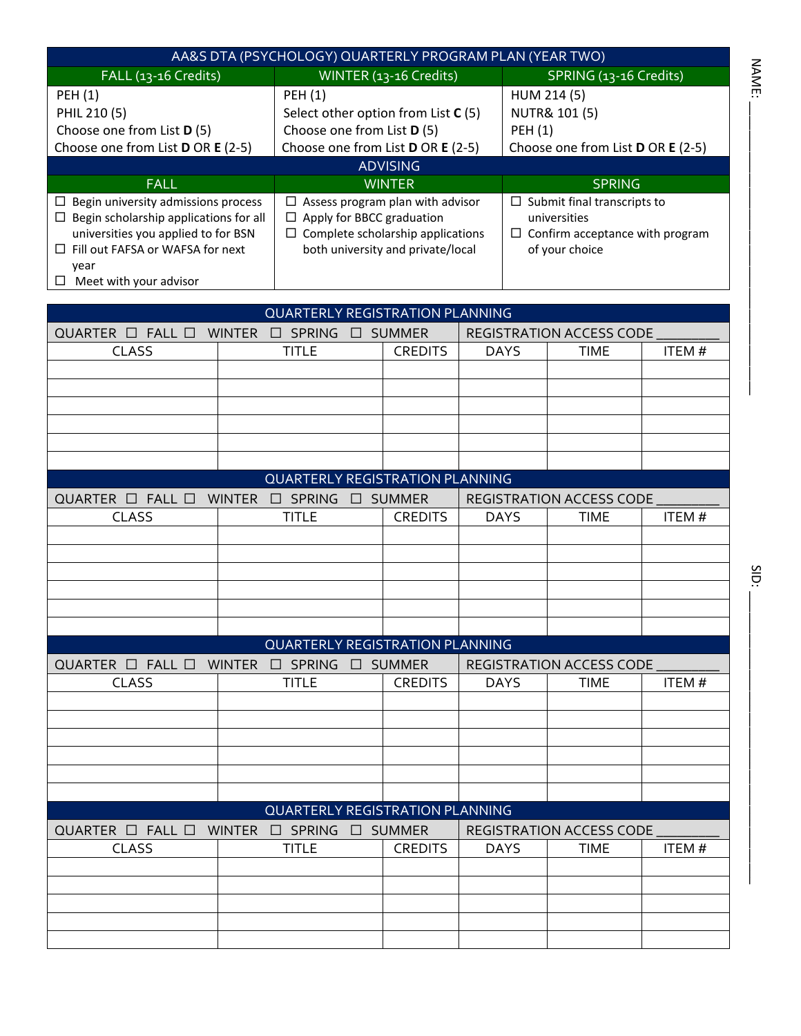NAME: ____________________

SID: ____________________

| AA&S DTA (PSYCHOLOGY) QUARTERLY PROGRAM PLAN (YEAR TWO) | | |
|---|---|---|
| FALL (13-16 Credits) | WINTER (13-16 Credits) | SPRING (13-16 Credits) |
| PEH (1)<br>PHIL 210 (5)<br>Choose one from List **D** (5)<br>Choose one from List **D** OR **E** (2-5) | PEH (1)<br>Select other option from List **C** (5)<br>Choose one from List **D** (5)<br>Choose one from List **D** OR **E** (2-5) | HUM 214 (5)<br>NUTR& 101 (5)<br>PEH (1)<br>Choose one from List **D** OR **E** (2-5) |
| ADVISING | | |
| FALL | WINTER | SPRING |
| ☐ Begin university admissions process<br>☐ Begin scholarship applications for all universities you applied to for BSN<br>☐ Fill out FAFSA or WAFSA for next year<br>☐ Meet with your advisor | ☐ Assess program plan with advisor<br>☐ Apply for BBCC graduation<br>☐ Complete scholarship applications both university and private/local | ☐ Submit final transcripts to universities<br>☐ Confirm acceptance with program of your choice |

## QUARTERLY REGISTRATION PLANNING

QUARTER ☐ FALL ☐ WINTER ☐ SPRING ☐ SUMMER    REGISTRATION ACCESS CODE ________

| CLASS | TITLE | CREDITS | DAYS | TIME | ITEM # |
|---|---|---|---|---|---|
| | | | | | |
| | | | | | |
| | | | | | |
| | | | | | |
| | | | | | |
| | | | | | |

## QUARTERLY REGISTRATION PLANNING

QUARTER ☐ FALL ☐ WINTER ☐ SPRING ☐ SUMMER    REGISTRATION ACCESS CODE ________

| CLASS | TITLE | CREDITS | DAYS | TIME | ITEM # |
|---|---|---|---|---|---|
| | | | | | |
| | | | | | |
| | | | | | |
| | | | | | |
| | | | | | |
| | | | | | |

## QUARTERLY REGISTRATION PLANNING

QUARTER ☐ FALL ☐ WINTER ☐ SPRING ☐ SUMMER    REGISTRATION ACCESS CODE ________

| CLASS | TITLE | CREDITS | DAYS | TIME | ITEM # |
|---|---|---|---|---|---|
| | | | | | |
| | | | | | |
| | | | | | |
| | | | | | |
| | | | | | |
| | | | | | |

## QUARTERLY REGISTRATION PLANNING

QUARTER ☐ FALL ☐ WINTER ☐ SPRING ☐ SUMMER    REGISTRATION ACCESS CODE ________

| CLASS | TITLE | CREDITS | DAYS | TIME | ITEM # |
|---|---|---|---|---|---|
| | | | | | |
| | | | | | |
| | | | | | |
| | | | | | |
| | | | | | |